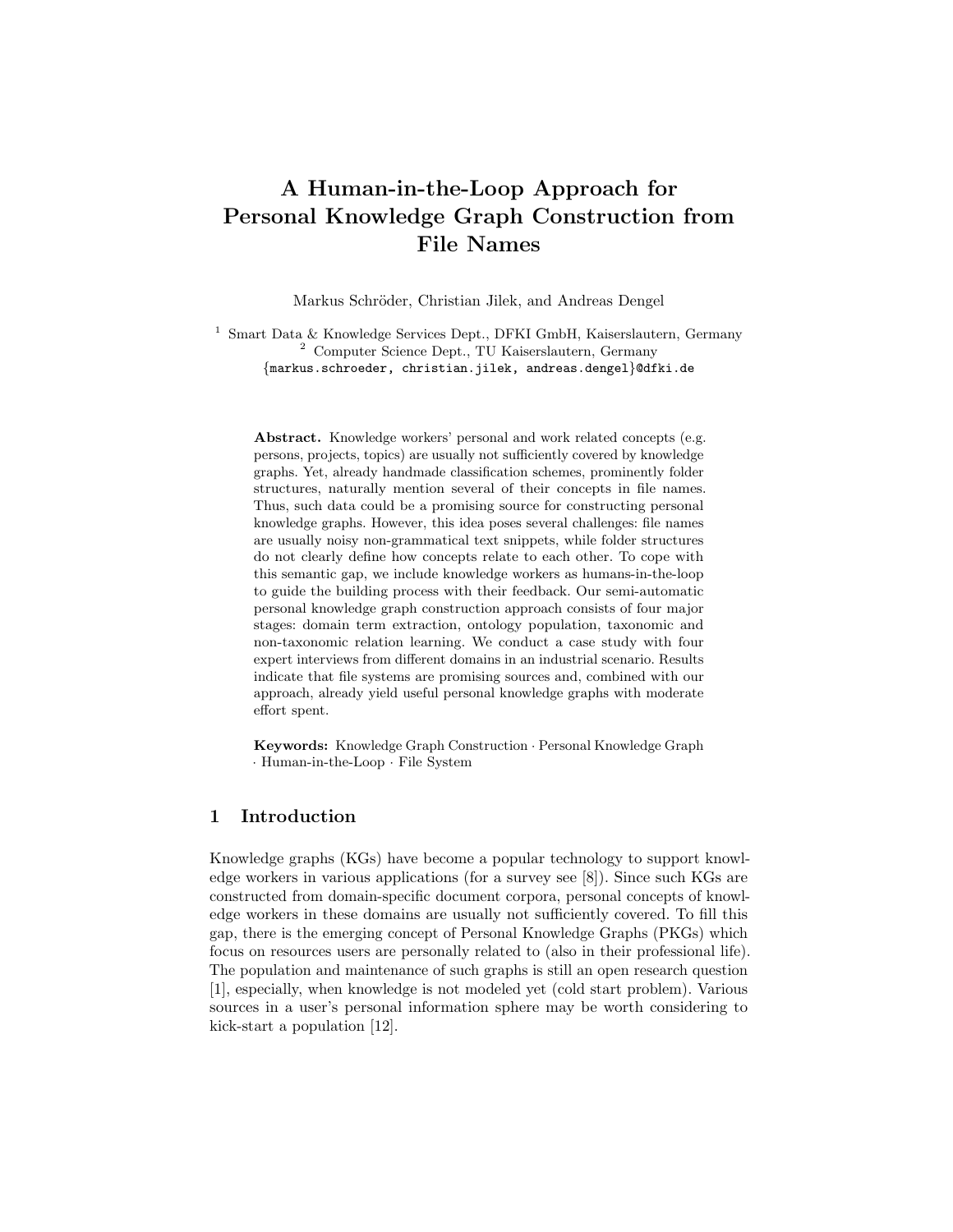# A Human-in-the-Loop Approach for Personal Knowledge Graph Construction from File Names

Markus Schröder, Christian Jilek, and Andreas Dengel

[1] Smart Data & Knowledge Services Dept., DFKI GmbH, Kaiserslautern, Germany
[2] Computer Science Dept., TU Kaiserslautern, Germany
{markus.schroeder, christian.jilek, andreas.dengel}@dfki.de

**Abstract.** Knowledge workers' personal and work related concepts (e.g. persons, projects, topics) are usually not sufficiently covered by knowledge graphs. Yet, already handmade classification schemes, prominently folder structures, naturally mention several of their concepts in file names. Thus, such data could be a promising source for constructing personal knowledge graphs. However, this idea poses several challenges: file names are usually noisy non-grammatical text snippets, while folder structures do not clearly define how concepts relate to each other. To cope with this semantic gap, we include knowledge workers as humans-in-the-loop to guide the building process with their feedback. Our semi-automatic personal knowledge graph construction approach consists of four major stages: domain term extraction, ontology population, taxonomic and non-taxonomic relation learning. We conduct a case study with four expert interviews from different domains in an industrial scenario. Results indicate that file systems are promising sources and, combined with our approach, already yield useful personal knowledge graphs with moderate effort spent.

**Keywords:** Knowledge Graph Construction · Personal Knowledge Graph · Human-in-the-Loop · File System

## 1 Introduction

Knowledge graphs (KGs) have become a popular technology to support knowledge workers in various applications (for a survey see [8]). Since such KGs are constructed from domain-specific document corpora, personal concepts of knowledge workers in these domains are usually not sufficiently covered. To fill this gap, there is the emerging concept of Personal Knowledge Graphs (PKGs) which focus on resources users are personally related to (also in their professional life). The population and maintenance of such graphs is still an open research question [1], especially, when knowledge is not modeled yet (cold start problem). Various sources in a user's personal information sphere may be worth considering to kick-start a population [12].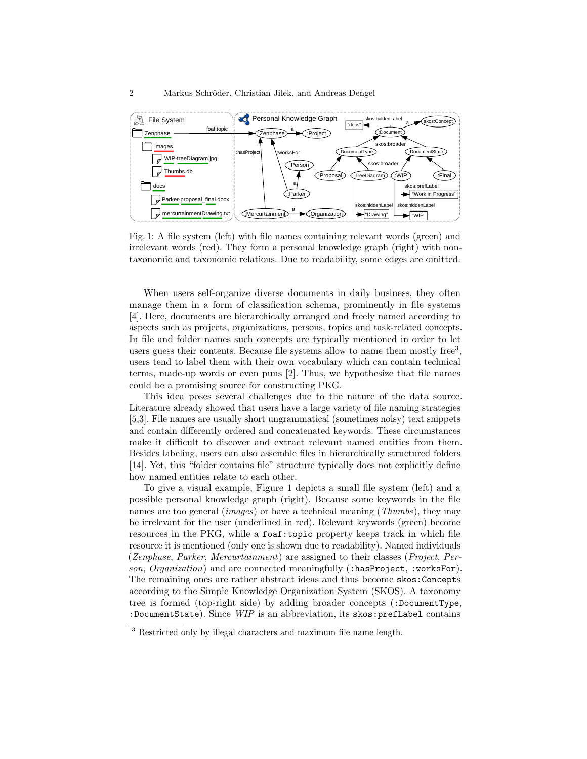Fig. 1: A file system (left) with file names containing relevant words (green) and irrelevant words (red). They form a personal knowledge graph (right) with non-taxonomic and taxonomic relations. Due to readability, some edges are omitted.

When users self-organize diverse documents in daily business, they often manage them in a form of classification schema, prominently in file systems [4]. Here, documents are hierarchically arranged and freely named according to aspects such as projects, organizations, persons, topics and task-related concepts. In file and folder names such concepts are typically mentioned in order to let users guess their contents. Because file systems allow to name them mostly free[3], users tend to label them with their own vocabulary which can contain technical terms, made-up words or even puns [2]. Thus, we hypothesize that file names could be a promising source for constructing PKG.

This idea poses several challenges due to the nature of the data source. Literature already showed that users have a large variety of file naming strategies [5,3]. File names are usually short ungrammatical (sometimes noisy) text snippets and contain differently ordered and concatenated keywords. These circumstances make it difficult to discover and extract relevant named entities from them. Besides labeling, users can also assemble files in hierarchically structured folders [14]. Yet, this "folder contains file" structure typically does not explicitly define how named entities relate to each other.

To give a visual example, Figure 1 depicts a small file system (left) and a possible personal knowledge graph (right). Because some keywords in the file names are too general (*images*) or have a technical meaning (*Thumbs*), they may be irrelevant for the user (underlined in red). Relevant keywords (green) become resources in the PKG, while a `foaf:topic` property keeps track in which file resource it is mentioned (only one is shown due to readability). Named individuals (*Zenphase*, *Parker*, *Mercurtainment*) are assigned to their classes (*Project*, *Person*, *Organization*) and are connected meaningfully (`:hasProject`, `:worksFor`). The remaining ones are rather abstract ideas and thus become `skos:Concepts` according to the Simple Knowledge Organization System (SKOS). A taxonomy tree is formed (top-right side) by adding broader concepts (`:DocumentType`, `:DocumentState`). Since *WIP* is an abbreviation, its `skos:prefLabel` contains

[3] Restricted only by illegal characters and maximum file name length.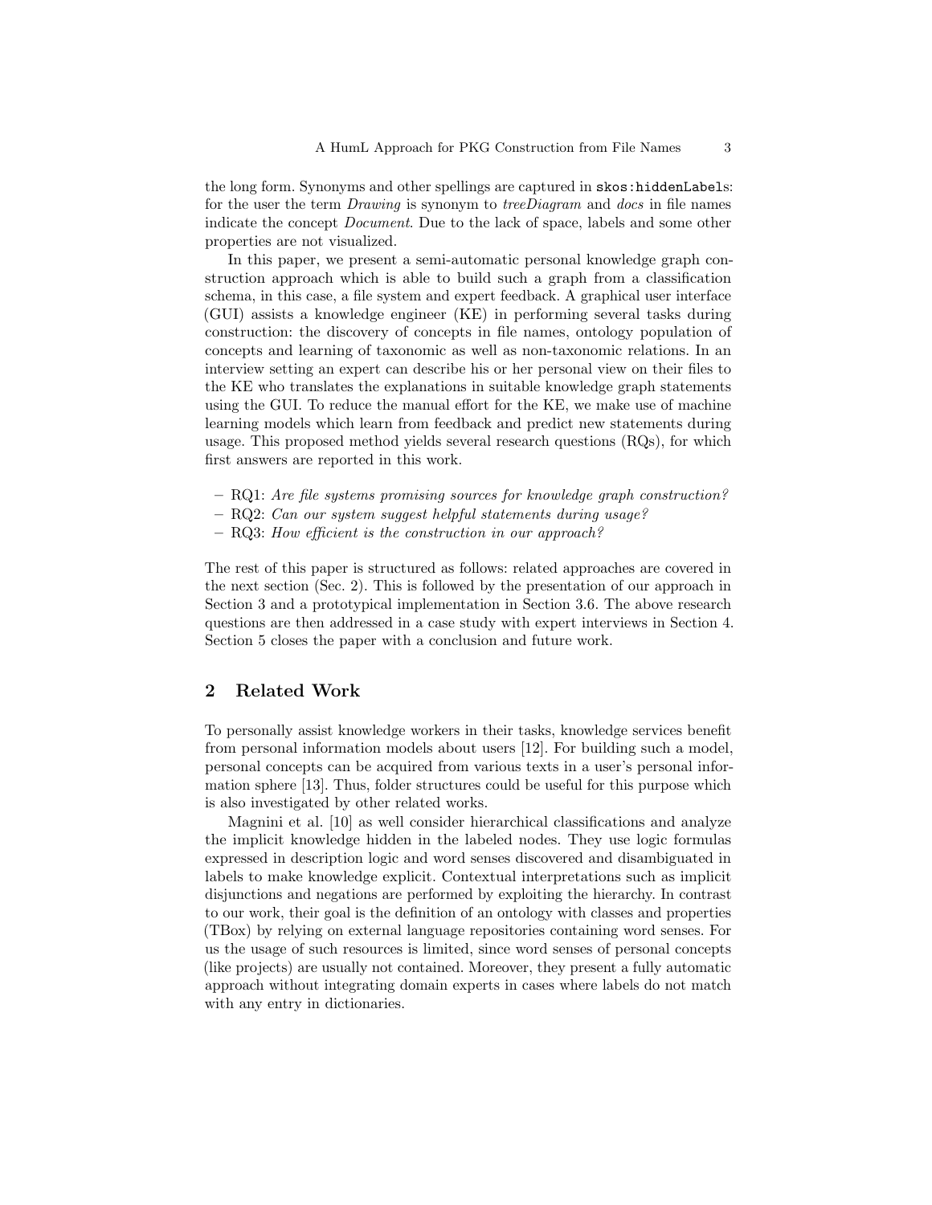the long form. Synonyms and other spellings are captured in `skos:hiddenLabel`s: for the user the term *Drawing* is synonym to *treeDiagram* and *docs* in file names indicate the concept *Document*. Due to the lack of space, labels and some other properties are not visualized.

In this paper, we present a semi-automatic personal knowledge graph construction approach which is able to build such a graph from a classification schema, in this case, a file system and expert feedback. A graphical user interface (GUI) assists a knowledge engineer (KE) in performing several tasks during construction: the discovery of concepts in file names, ontology population of concepts and learning of taxonomic as well as non-taxonomic relations. In an interview setting an expert can describe his or her personal view on their files to the KE who translates the explanations in suitable knowledge graph statements using the GUI. To reduce the manual effort for the KE, we make use of machine learning models which learn from feedback and predict new statements during usage. This proposed method yields several research questions (RQs), for which first answers are reported in this work.

- RQ1: *Are file systems promising sources for knowledge graph construction?*
- RQ2: *Can our system suggest helpful statements during usage?*
- RQ3: *How efficient is the construction in our approach?*

The rest of this paper is structured as follows: related approaches are covered in the next section (Sec. 2). This is followed by the presentation of our approach in Section 3 and a prototypical implementation in Section 3.6. The above research questions are then addressed in a case study with expert interviews in Section 4. Section 5 closes the paper with a conclusion and future work.

## 2 Related Work

To personally assist knowledge workers in their tasks, knowledge services benefit from personal information models about users [12]. For building such a model, personal concepts can be acquired from various texts in a user's personal information sphere [13]. Thus, folder structures could be useful for this purpose which is also investigated by other related works.

Magnini et al. [10] as well consider hierarchical classifications and analyze the implicit knowledge hidden in the labeled nodes. They use logic formulas expressed in description logic and word senses discovered and disambiguated in labels to make knowledge explicit. Contextual interpretations such as implicit disjunctions and negations are performed by exploiting the hierarchy. In contrast to our work, their goal is the definition of an ontology with classes and properties (TBox) by relying on external language repositories containing word senses. For us the usage of such resources is limited, since word senses of personal concepts (like projects) are usually not contained. Moreover, they present a fully automatic approach without integrating domain experts in cases where labels do not match with any entry in dictionaries.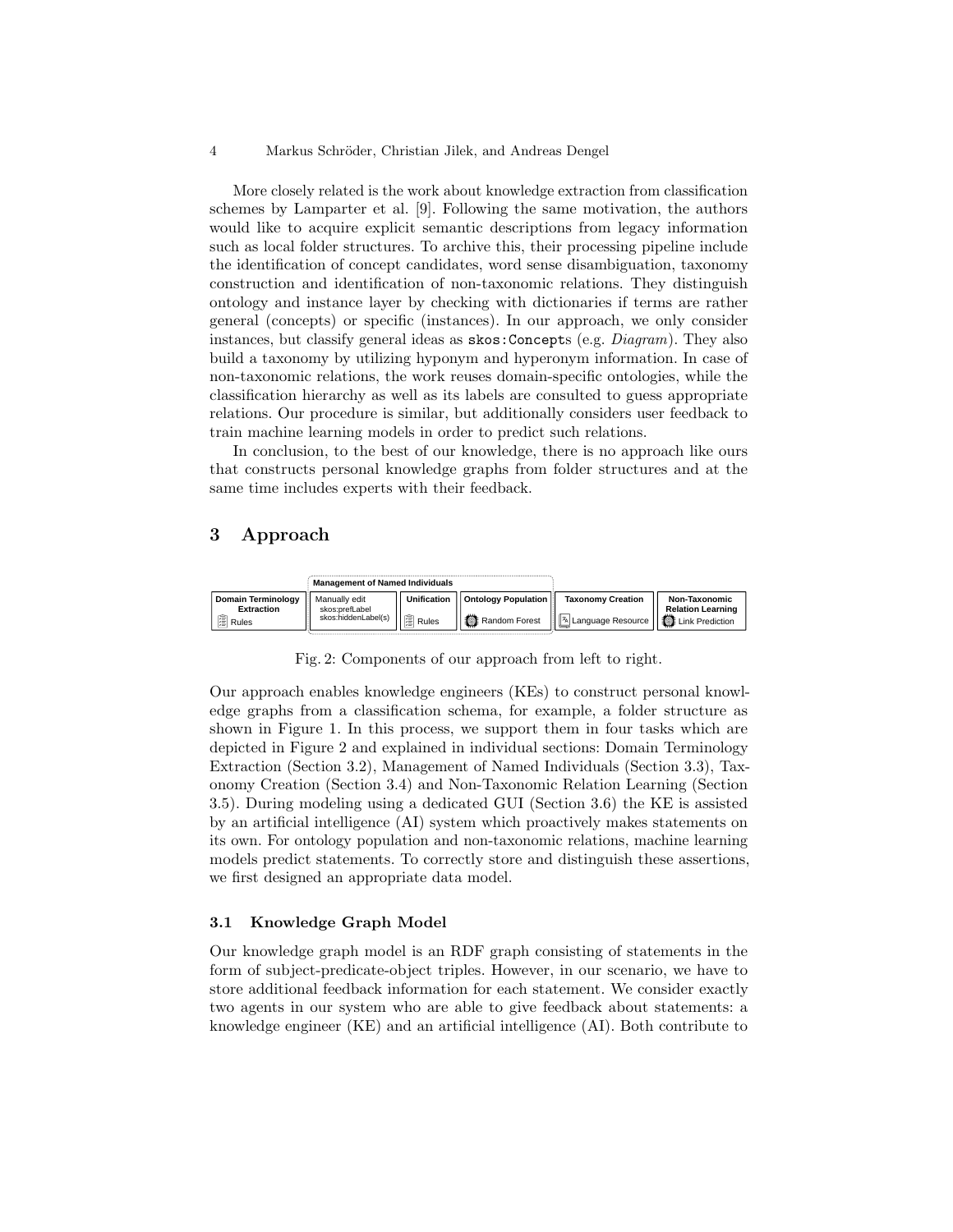More closely related is the work about knowledge extraction from classification schemes by Lamparter et al. [9]. Following the same motivation, the authors would like to acquire explicit semantic descriptions from legacy information such as local folder structures. To archive this, their processing pipeline include the identification of concept candidates, word sense disambiguation, taxonomy construction and identification of non-taxonomic relations. They distinguish ontology and instance layer by checking with dictionaries if terms are rather general (concepts) or specific (instances). In our approach, we only consider instances, but classify general ideas as `skos:Concept`s (e.g. *Diagram*). They also build a taxonomy by utilizing hyponym and hyperonym information. In case of non-taxonomic relations, the work reuses domain-specific ontologies, while the classification hierarchy as well as its labels are consulted to guess appropriate relations. Our procedure is similar, but additionally considers user feedback to train machine learning models in order to predict such relations.

In conclusion, to the best of our knowledge, there is no approach like ours that constructs personal knowledge graphs from folder structures and at the same time includes experts with their feedback.

## 3 Approach

| Domain Terminology Extraction | Management of Named Individuals | | | Taxonomy Creation | Non-Taxonomic Relation Learning |
|---|---|---|---|---|---|
| | Manually edit skos:prefLabel skos:hiddenLabel(s) | Unification | Ontology Population | | |
| Rules | | Rules | Random Forest | Language Resource | Link Prediction |

Fig. 2: Components of our approach from left to right.

Our approach enables knowledge engineers (KEs) to construct personal knowledge graphs from a classification schema, for example, a folder structure as shown in Figure 1. In this process, we support them in four tasks which are depicted in Figure 2 and explained in individual sections: Domain Terminology Extraction (Section 3.2), Management of Named Individuals (Section 3.3), Taxonomy Creation (Section 3.4) and Non-Taxonomic Relation Learning (Section 3.5). During modeling using a dedicated GUI (Section 3.6) the KE is assisted by an artificial intelligence (AI) system which proactively makes statements on its own. For ontology population and non-taxonomic relations, machine learning models predict statements. To correctly store and distinguish these assertions, we first designed an appropriate data model.

### 3.1 Knowledge Graph Model

Our knowledge graph model is an RDF graph consisting of statements in the form of subject-predicate-object triples. However, in our scenario, we have to store additional feedback information for each statement. We consider exactly two agents in our system who are able to give feedback about statements: a knowledge engineer (KE) and an artificial intelligence (AI). Both contribute to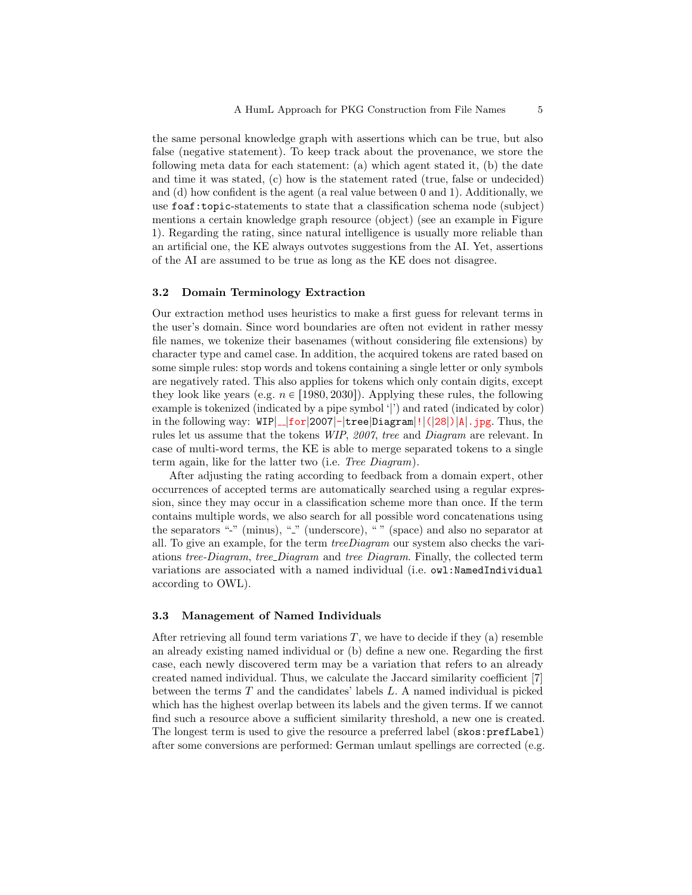the same personal knowledge graph with assertions which can be true, but also false (negative statement). To keep track about the provenance, we store the following meta data for each statement: (a) which agent stated it, (b) the date and time it was stated, (c) how is the statement rated (true, false or undecided) and (d) how confident is the agent (a real value between 0 and 1). Additionally, we use `foaf:topic`-statements to state that a classification schema node (subject) mentions a certain knowledge graph resource (object) (see an example in Figure 1). Regarding the rating, since natural intelligence is usually more reliable than an artificial one, the KE always outvotes suggestions from the AI. Yet, assertions of the AI are assumed to be true as long as the KE does not disagree.

### 3.2 Domain Terminology Extraction

Our extraction method uses heuristics to make a first guess for relevant terms in the user's domain. Since word boundaries are often not evident in rather messy file names, we tokenize their basenames (without considering file extensions) by character type and camel case. In addition, the acquired tokens are rated based on some simple rules: stop words and tokens containing a single letter or only symbols are negatively rated. This also applies for tokens which only contain digits, except they look like years (e.g. $n \in [1980, 2030]$). Applying these rules, the following example is tokenized (indicated by a pipe symbol '|') and rated (indicated by color) in the following way: `WIP|__|for|2007|-|tree|Diagram|!|(|28|)|A|.jpg`. Thus, the rules let us assume that the tokens *WIP*, *2007*, *tree* and *Diagram* are relevant. In case of multi-word terms, the KE is able to merge separated tokens to a single term again, like for the latter two (i.e. *Tree Diagram*).

After adjusting the rating according to feedback from a domain expert, other occurrences of accepted terms are automatically searched using a regular expression, since they may occur in a classification scheme more than once. If the term contains multiple words, we also search for all possible word concatenations using the separators "-" (minus), "_" (underscore), " " (space) and also no separator at all. To give an example, for the term *treeDiagram* our system also checks the variations *tree-Diagram*, *tree_Diagram* and *tree Diagram*. Finally, the collected term variations are associated with a named individual (i.e. `owl:NamedIndividual` according to OWL).

### 3.3 Management of Named Individuals

After retrieving all found term variations $T$, we have to decide if they (a) resemble an already existing named individual or (b) define a new one. Regarding the first case, each newly discovered term may be a variation that refers to an already created named individual. Thus, we calculate the Jaccard similarity coefficient [7] between the terms $T$ and the candidates' labels $L$. A named individual is picked which has the highest overlap between its labels and the given terms. If we cannot find such a resource above a sufficient similarity threshold, a new one is created. The longest term is used to give the resource a preferred label (`skos:prefLabel`) after some conversions are performed: German umlaut spellings are corrected (e.g.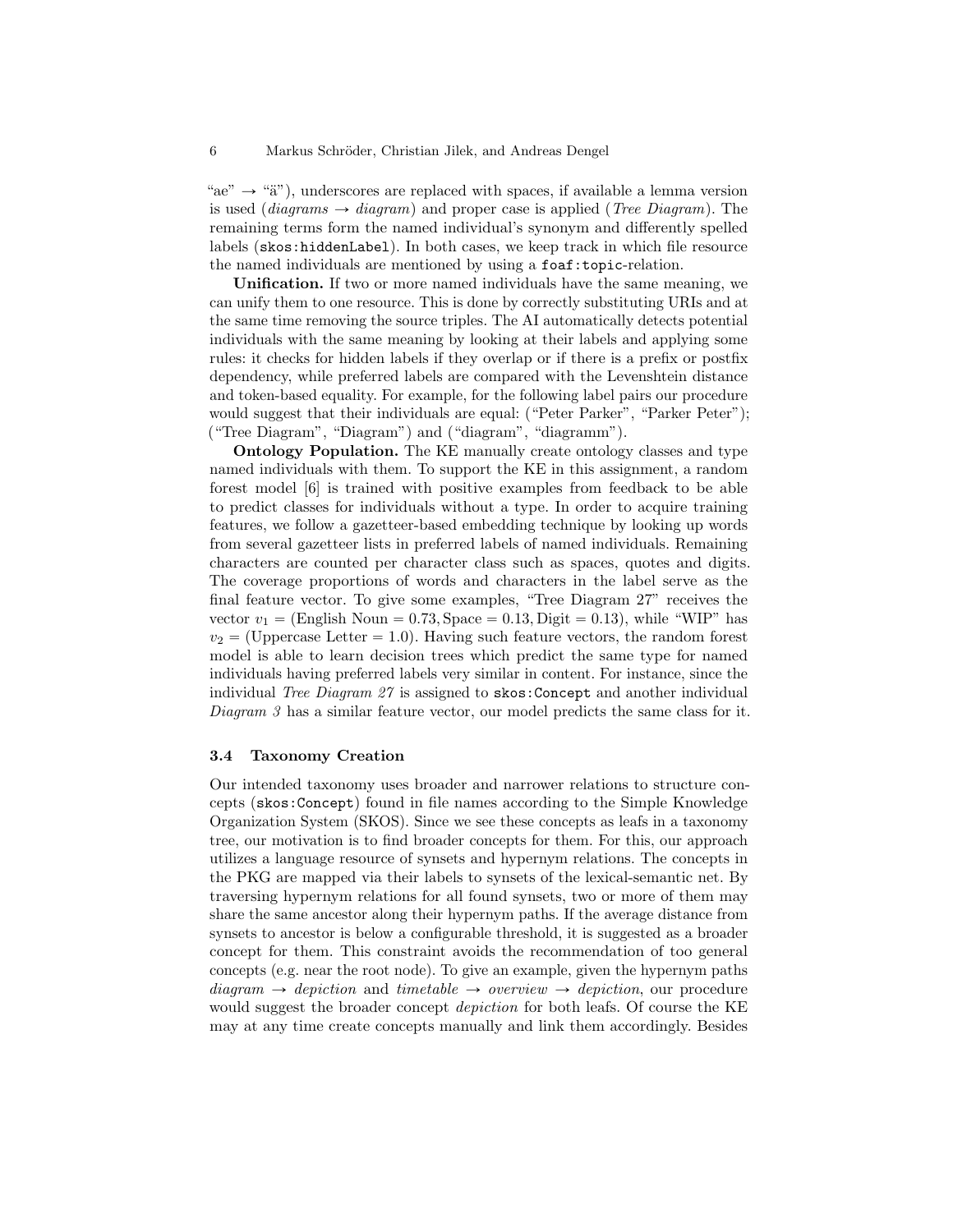"ae" → "ä"), underscores are replaced with spaces, if available a lemma version is used (*diagrams* → *diagram*) and proper case is applied (*Tree Diagram*). The remaining terms form the named individual's synonym and differently spelled labels (`skos:hiddenLabel`). In both cases, we keep track in which file resource the named individuals are mentioned by using a `foaf:topic`-relation.

**Unification.** If two or more named individuals have the same meaning, we can unify them to one resource. This is done by correctly substituting URIs and at the same time removing the source triples. The AI automatically detects potential individuals with the same meaning by looking at their labels and applying some rules: it checks for hidden labels if they overlap or if there is a prefix or postfix dependency, while preferred labels are compared with the Levenshtein distance and token-based equality. For example, for the following label pairs our procedure would suggest that their individuals are equal: ("Peter Parker", "Parker Peter"); ("Tree Diagram", "Diagram") and ("diagram", "diagramm").

**Ontology Population.** The KE manually create ontology classes and type named individuals with them. To support the KE in this assignment, a random forest model [6] is trained with positive examples from feedback to be able to predict classes for individuals without a type. In order to acquire training features, we follow a gazetteer-based embedding technique by looking up words from several gazetteer lists in preferred labels of named individuals. Remaining characters are counted per character class such as spaces, quotes and digits. The coverage proportions of words and characters in the label serve as the final feature vector. To give some examples, "Tree Diagram 27" receives the vector $v_1 = (\text{English Noun} = 0.73, \text{Space} = 0.13, \text{Digit} = 0.13)$, while "WIP" has $v_2 = (\text{Uppercase Letter} = 1.0)$. Having such feature vectors, the random forest model is able to learn decision trees which predict the same type for named individuals having preferred labels very similar in content. For instance, since the individual *Tree Diagram 27* is assigned to `skos:Concept` and another individual *Diagram 3* has a similar feature vector, our model predicts the same class for it.

### 3.4 Taxonomy Creation

Our intended taxonomy uses broader and narrower relations to structure concepts (`skos:Concept`) found in file names according to the Simple Knowledge Organization System (SKOS). Since we see these concepts as leafs in a taxonomy tree, our motivation is to find broader concepts for them. For this, our approach utilizes a language resource of synsets and hypernym relations. The concepts in the PKG are mapped via their labels to synsets of the lexical-semantic net. By traversing hypernym relations for all found synsets, two or more of them may share the same ancestor along their hypernym paths. If the average distance from synsets to ancestor is below a configurable threshold, it is suggested as a broader concept for them. This constraint avoids the recommendation of too general concepts (e.g. near the root node). To give an example, given the hypernym paths *diagram* → *depiction* and *timetable* → *overview* → *depiction*, our procedure would suggest the broader concept *depiction* for both leafs. Of course the KE may at any time create concepts manually and link them accordingly. Besides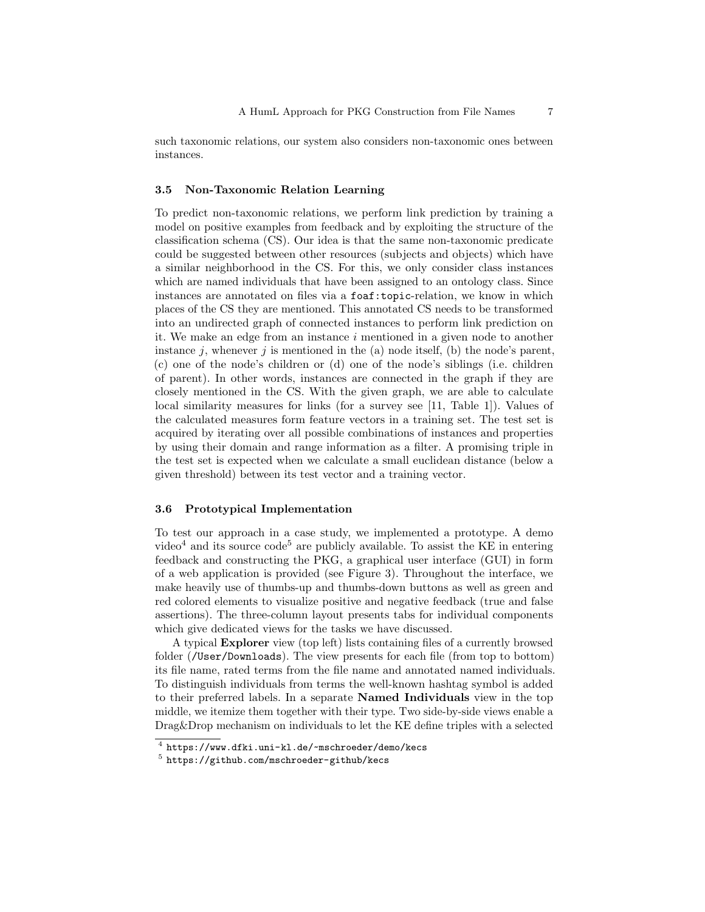such taxonomic relations, our system also considers non-taxonomic ones between instances.

### 3.5 Non-Taxonomic Relation Learning

To predict non-taxonomic relations, we perform link prediction by training a model on positive examples from feedback and by exploiting the structure of the classification schema (CS). Our idea is that the same non-taxonomic predicate could be suggested between other resources (subjects and objects) which have a similar neighborhood in the CS. For this, we only consider class instances which are named individuals that have been assigned to an ontology class. Since instances are annotated on files via a `foaf:topic`-relation, we know in which places of the CS they are mentioned. This annotated CS needs to be transformed into an undirected graph of connected instances to perform link prediction on it. We make an edge from an instance $i$ mentioned in a given node to another instance $j$, whenever $j$ is mentioned in the (a) node itself, (b) the node's parent, (c) one of the node's children or (d) one of the node's siblings (i.e. children of parent). In other words, instances are connected in the graph if they are closely mentioned in the CS. With the given graph, we are able to calculate local similarity measures for links (for a survey see [11, Table 1]). Values of the calculated measures form feature vectors in a training set. The test set is acquired by iterating over all possible combinations of instances and properties by using their domain and range information as a filter. A promising triple in the test set is expected when we calculate a small euclidean distance (below a given threshold) between its test vector and a training vector.

### 3.6 Prototypical Implementation

To test our approach in a case study, we implemented a prototype. A demo video[4] and its source code[5] are publicly available. To assist the KE in entering feedback and constructing the PKG, a graphical user interface (GUI) in form of a web application is provided (see Figure 3). Throughout the interface, we make heavily use of thumbs-up and thumbs-down buttons as well as green and red colored elements to visualize positive and negative feedback (true and false assertions). The three-column layout presents tabs for individual components which give dedicated views for the tasks we have discussed.

A typical **Explorer** view (top left) lists containing files of a currently browsed folder (`/User/Downloads`). The view presents for each file (from top to bottom) its file name, rated terms from the file name and annotated named individuals. To distinguish individuals from terms the well-known hashtag symbol is added to their preferred labels. In a separate **Named Individuals** view in the top middle, we itemize them together with their type. Two side-by-side views enable a Drag&Drop mechanism on individuals to let the KE define triples with a selected

[4] `https://www.dfki.uni-kl.de/~mschroeder/demo/kecs`

[5] `https://github.com/mschroeder-github/kecs`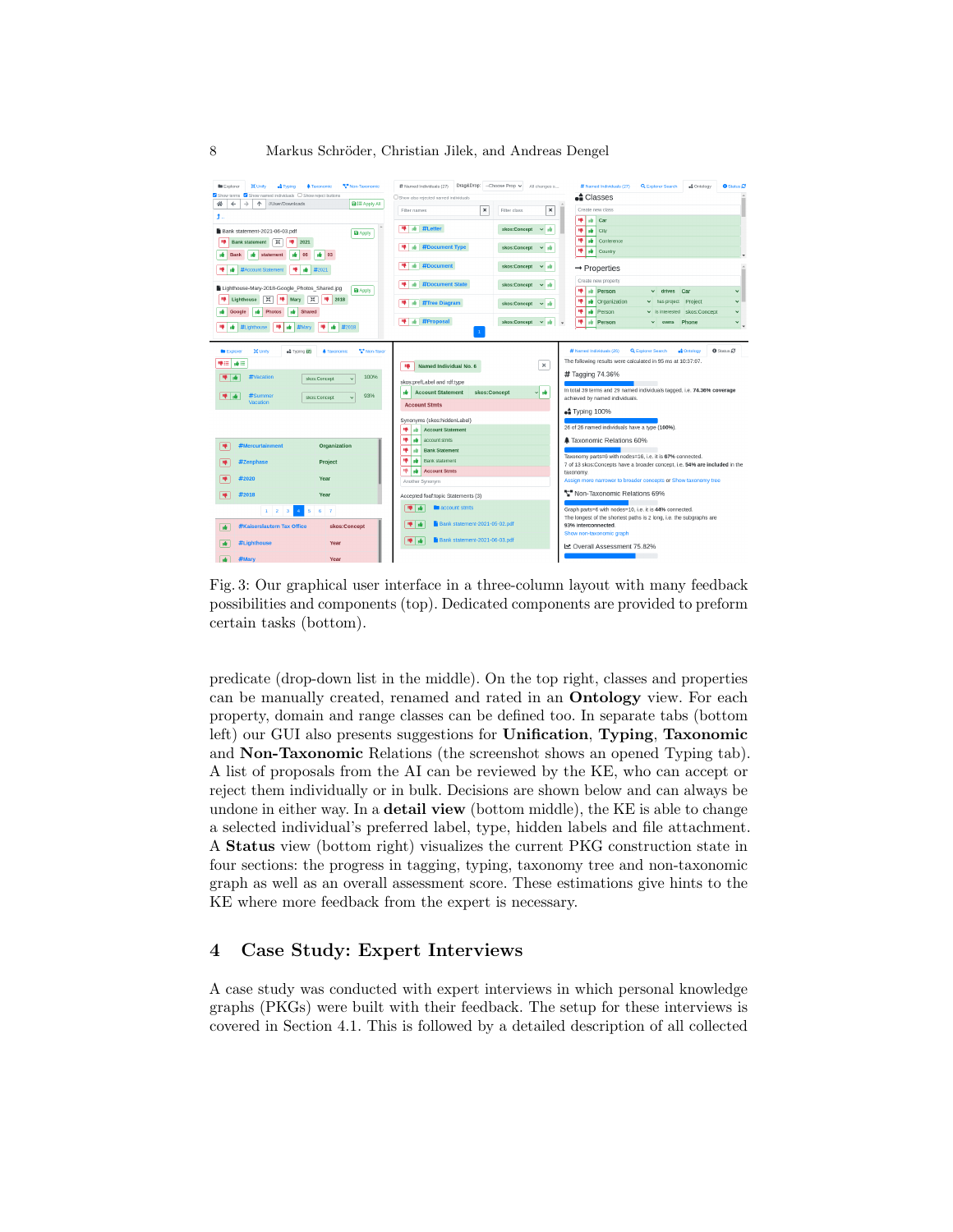Fig. 3: Our graphical user interface in a three-column layout with many feedback possibilities and components (top). Dedicated components are provided to preform certain tasks (bottom).

predicate (drop-down list in the middle). On the top right, classes and properties can be manually created, renamed and rated in an **Ontology** view. For each property, domain and range classes can be defined too. In separate tabs (bottom left) our GUI also presents suggestions for **Unification**, **Typing**, **Taxonomic** and **Non-Taxonomic** Relations (the screenshot shows an opened Typing tab). A list of proposals from the AI can be reviewed by the KE, who can accept or reject them individually or in bulk. Decisions are shown below and can always be undone in either way. In a **detail view** (bottom middle), the KE is able to change a selected individual's preferred label, type, hidden labels and file attachment. A **Status** view (bottom right) visualizes the current PKG construction state in four sections: the progress in tagging, typing, taxonomy tree and non-taxonomic graph as well as an overall assessment score. These estimations give hints to the KE where more feedback from the expert is necessary.

## 4 Case Study: Expert Interviews

A case study was conducted with expert interviews in which personal knowledge graphs (PKGs) were built with their feedback. The setup for these interviews is covered in Section 4.1. This is followed by a detailed description of all collected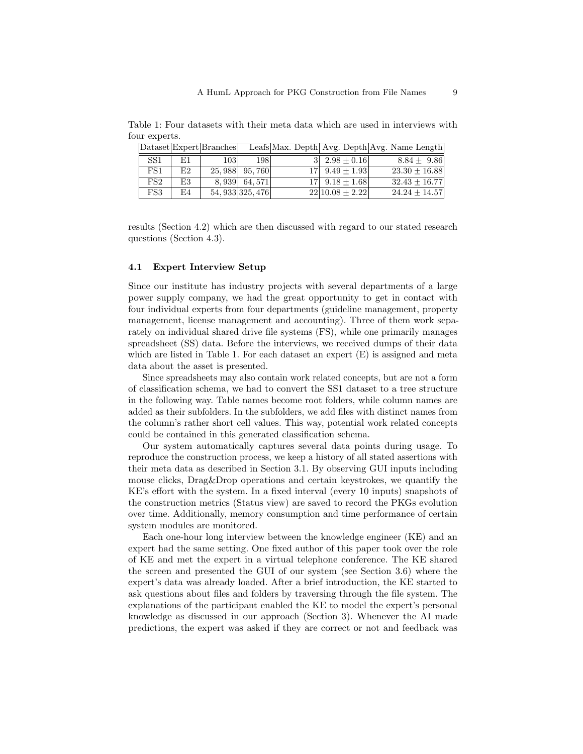Table 1: Four datasets with their meta data which are used in interviews with four experts.

| Dataset | Expert | Branches | Leafs | Max. Depth | Avg. Depth | Avg. Name Length |
|---|---|---|---|---|---|---|
| SS1 | E1 | 103 | 198 | 3 | $2.98 \pm 0.16$ | $8.84 \pm 9.86$ |
| FS1 | E2 | 25,988 | 95,760 | 17 | $9.49 \pm 1.93$ | $23.30 \pm 16.88$ |
| FS2 | E3 | 8,939 | 64,571 | 17 | $9.18 \pm 1.68$ | $32.43 \pm 16.77$ |
| FS3 | E4 | 54,933 | 325,476 | 22 | $10.08 \pm 2.22$ | $24.24 \pm 14.57$ |

results (Section 4.2) which are then discussed with regard to our stated research questions (Section 4.3).

### 4.1 Expert Interview Setup

Since our institute has industry projects with several departments of a large power supply company, we had the great opportunity to get in contact with four individual experts from four departments (guideline management, property management, license management and accounting). Three of them work separately on individual shared drive file systems (FS), while one primarily manages spreadsheet (SS) data. Before the interviews, we received dumps of their data which are listed in Table 1. For each dataset an expert (E) is assigned and meta data about the asset is presented.

Since spreadsheets may also contain work related concepts, but are not a form of classification schema, we had to convert the SS1 dataset to a tree structure in the following way. Table names become root folders, while column names are added as their subfolders. In the subfolders, we add files with distinct names from the column's rather short cell values. This way, potential work related concepts could be contained in this generated classification schema.

Our system automatically captures several data points during usage. To reproduce the construction process, we keep a history of all stated assertions with their meta data as described in Section 3.1. By observing GUI inputs including mouse clicks, Drag&Drop operations and certain keystrokes, we quantify the KE's effort with the system. In a fixed interval (every 10 inputs) snapshots of the construction metrics (Status view) are saved to record the PKGs evolution over time. Additionally, memory consumption and time performance of certain system modules are monitored.

Each one-hour long interview between the knowledge engineer (KE) and an expert had the same setting. One fixed author of this paper took over the role of KE and met the expert in a virtual telephone conference. The KE shared the screen and presented the GUI of our system (see Section 3.6) where the expert's data was already loaded. After a brief introduction, the KE started to ask questions about files and folders by traversing through the file system. The explanations of the participant enabled the KE to model the expert's personal knowledge as discussed in our approach (Section 3). Whenever the AI made predictions, the expert was asked if they are correct or not and feedback was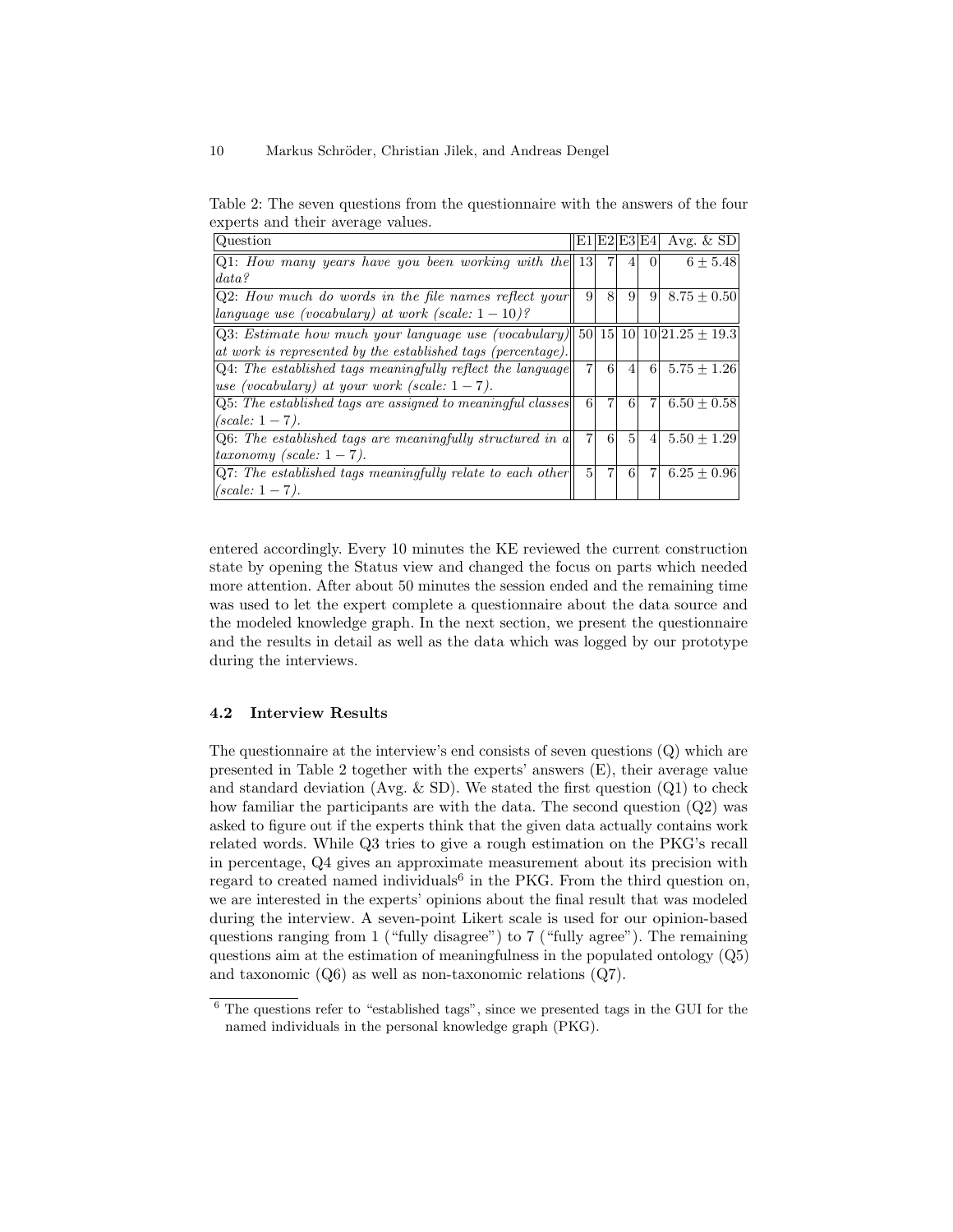Table 2: The seven questions from the questionnaire with the answers of the four experts and their average values.

| Question | E1 | E2 | E3 | E4 | Avg. & SD |
|---|---|---|---|---|---|
| Q1: *How many years have you been working with the data?* | 13 | 7 | 4 | 0 | $6 \pm 5.48$ |
| Q2: *How much do words in the file names reflect your language use (vocabulary) at work (scale: $1-10$)?* | 9 | 8 | 9 | 9 | $8.75 \pm 0.50$ |
| Q3: *Estimate how much your language use (vocabulary) at work is represented by the established tags (percentage).* | 50 | 15 | 10 | 10 | $21.25 \pm 19.3$ |
| Q4: *The established tags meaningfully reflect the language use (vocabulary) at your work (scale: $1-7$).* | 7 | 6 | 4 | 6 | $5.75 \pm 1.26$ |
| Q5: *The established tags are assigned to meaningful classes (scale: $1-7$).* | 6 | 7 | 6 | 7 | $6.50 \pm 0.58$ |
| Q6: *The established tags are meaningfully structured in a taxonomy (scale: $1-7$).* | 7 | 6 | 5 | 4 | $5.50 \pm 1.29$ |
| Q7: *The established tags meaningfully relate to each other (scale: $1-7$).* | 5 | 7 | 6 | 7 | $6.25 \pm 0.96$ |

entered accordingly. Every 10 minutes the KE reviewed the current construction state by opening the Status view and changed the focus on parts which needed more attention. After about 50 minutes the session ended and the remaining time was used to let the expert complete a questionnaire about the data source and the modeled knowledge graph. In the next section, we present the questionnaire and the results in detail as well as the data which was logged by our prototype during the interviews.

### 4.2 Interview Results

The questionnaire at the interview's end consists of seven questions (Q) which are presented in Table 2 together with the experts' answers (E), their average value and standard deviation (Avg. & SD). We stated the first question (Q1) to check how familiar the participants are with the data. The second question (Q2) was asked to figure out if the experts think that the given data actually contains work related words. While Q3 tries to give a rough estimation on the PKG's recall in percentage, Q4 gives an approximate measurement about its precision with regard to created named individuals[6] in the PKG. From the third question on, we are interested in the experts' opinions about the final result that was modeled during the interview. A seven-point Likert scale is used for our opinion-based questions ranging from 1 ("fully disagree") to 7 ("fully agree"). The remaining questions aim at the estimation of meaningfulness in the populated ontology (Q5) and taxonomic (Q6) as well as non-taxonomic relations (Q7).

[6] The questions refer to "established tags", since we presented tags in the GUI for the named individuals in the personal knowledge graph (PKG).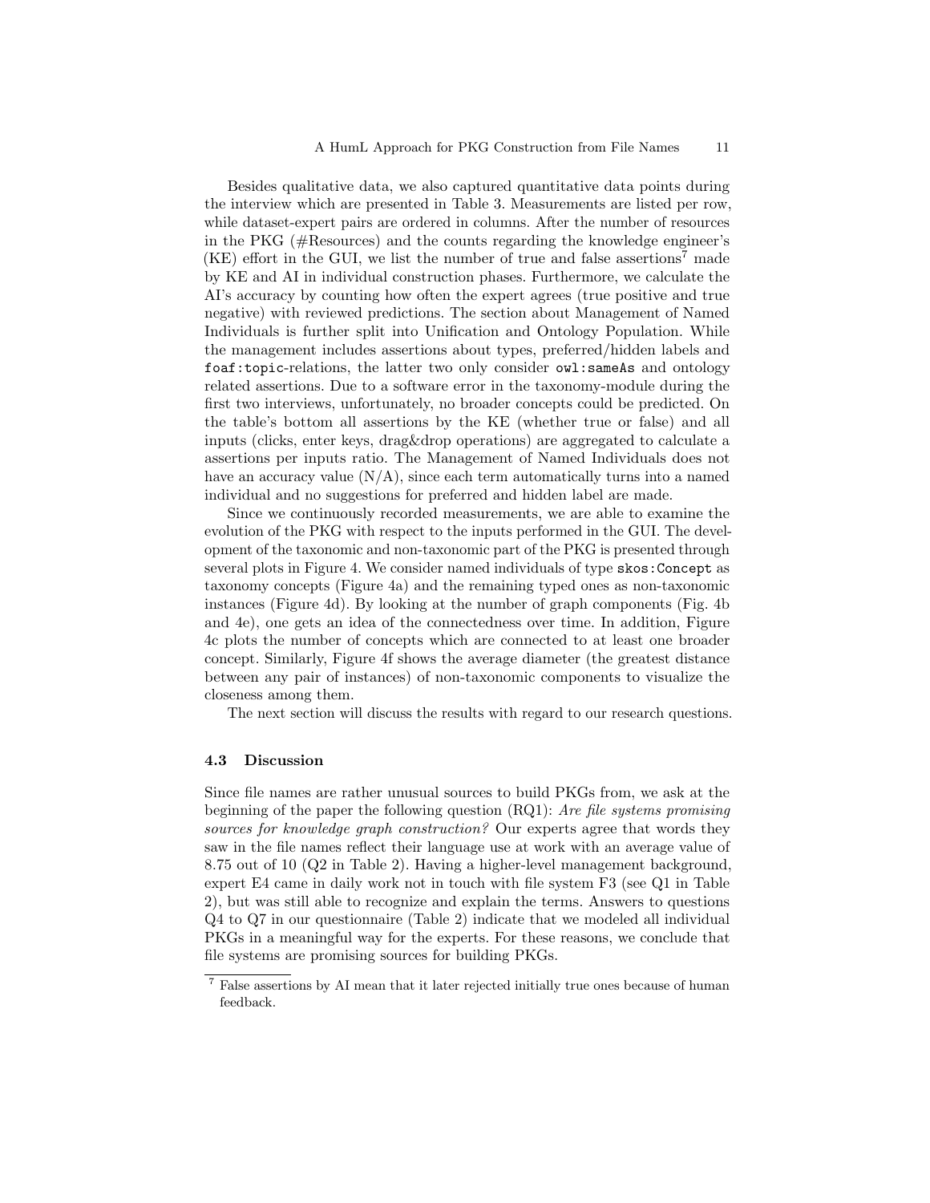Besides qualitative data, we also captured quantitative data points during the interview which are presented in Table 3. Measurements are listed per row, while dataset-expert pairs are ordered in columns. After the number of resources in the PKG (#Resources) and the counts regarding the knowledge engineer's (KE) effort in the GUI, we list the number of true and false assertions[7] made by KE and AI in individual construction phases. Furthermore, we calculate the AI's accuracy by counting how often the expert agrees (true positive and true negative) with reviewed predictions. The section about Management of Named Individuals is further split into Unification and Ontology Population. While the management includes assertions about types, preferred/hidden labels and `foaf:topic`-relations, the latter two only consider `owl:sameAs` and ontology related assertions. Due to a software error in the taxonomy-module during the first two interviews, unfortunately, no broader concepts could be predicted. On the table's bottom all assertions by the KE (whether true or false) and all inputs (clicks, enter keys, drag&drop operations) are aggregated to calculate a assertions per inputs ratio. The Management of Named Individuals does not have an accuracy value (N/A), since each term automatically turns into a named individual and no suggestions for preferred and hidden label are made.

Since we continuously recorded measurements, we are able to examine the evolution of the PKG with respect to the inputs performed in the GUI. The development of the taxonomic and non-taxonomic part of the PKG is presented through several plots in Figure 4. We consider named individuals of type `skos:Concept` as taxonomy concepts (Figure 4a) and the remaining typed ones as non-taxonomic instances (Figure 4d). By looking at the number of graph components (Fig. 4b and 4e), one gets an idea of the connectedness over time. In addition, Figure 4c plots the number of concepts which are connected to at least one broader concept. Similarly, Figure 4f shows the average diameter (the greatest distance between any pair of instances) of non-taxonomic components to visualize the closeness among them.

The next section will discuss the results with regard to our research questions.

### 4.3 Discussion

Since file names are rather unusual sources to build PKGs from, we ask at the beginning of the paper the following question (RQ1): *Are file systems promising sources for knowledge graph construction?* Our experts agree that words they saw in the file names reflect their language use at work with an average value of 8.75 out of 10 (Q2 in Table 2). Having a higher-level management background, expert E4 came in daily work not in touch with file system F3 (see Q1 in Table 2), but was still able to recognize and explain the terms. Answers to questions Q4 to Q7 in our questionnaire (Table 2) indicate that we modeled all individual PKGs in a meaningful way for the experts. For these reasons, we conclude that file systems are promising sources for building PKGs.

[7] False assertions by AI mean that it later rejected initially true ones because of human feedback.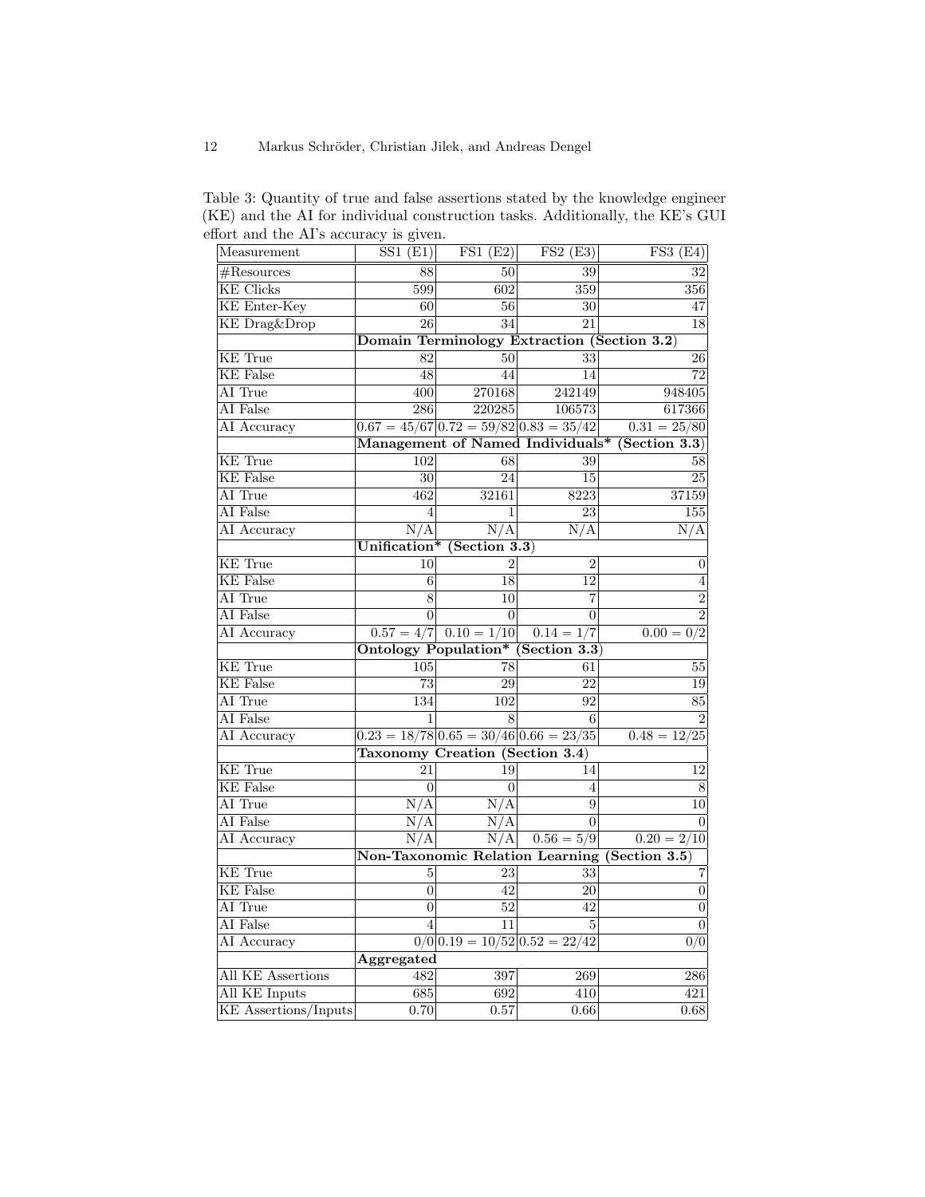Table 3: Quantity of true and false assertions stated by the knowledge engineer (KE) and the AI for individual construction tasks. Additionally, the KE's GUI effort and the AI's accuracy is given.

| Measurement | SS1 (E1) | FS1 (E2) | FS2 (E3) | FS3 (E4) |
|---|---|---|---|---|
| #Resources | 88 | 50 | 39 | 32 |
| KE Clicks | 599 | 602 | 359 | 356 |
| KE Enter-Key | 60 | 56 | 30 | 47 |
| KE Drag&Drop | 26 | 34 | 21 | 18 |
| | **Domain Terminology Extraction (Section 3.2)** | | | |
| KE True | 82 | 50 | 33 | 26 |
| KE False | 48 | 44 | 14 | 72 |
| AI True | 400 | 270168 | 242149 | 948405 |
| AI False | 286 | 220285 | 106573 | 617366 |
| AI Accuracy | $0.67 = 45/67$ | $0.72 = 59/82$ | $0.83 = 35/42$ | $0.31 = 25/80$ |
| | **Management of Named Individuals* (Section 3.3)** | | | |
| KE True | 102 | 68 | 39 | 58 |
| KE False | 30 | 24 | 15 | 25 |
| AI True | 462 | 32161 | 8223 | 37159 |
| AI False | 4 | 1 | 23 | 155 |
| AI Accuracy | N/A | N/A | N/A | N/A |
| | **Unification* (Section 3.3)** | | | |
| KE True | 10 | 2 | 2 | 0 |
| KE False | 6 | 18 | 12 | 4 |
| AI True | 8 | 10 | 7 | 2 |
| AI False | 0 | 0 | 0 | 2 |
| AI Accuracy | $0.57 = 4/7$ | $0.10 = 1/10$ | $0.14 = 1/7$ | $0.00 = 0/2$ |
| | **Ontology Population* (Section 3.3)** | | | |
| KE True | 105 | 78 | 61 | 55 |
| KE False | 73 | 29 | 22 | 19 |
| AI True | 134 | 102 | 92 | 85 |
| AI False | 1 | 8 | 6 | 2 |
| AI Accuracy | $0.23 = 18/78$ | $0.65 = 30/46$ | $0.66 = 23/35$ | $0.48 = 12/25$ |
| | **Taxonomy Creation (Section 3.4)** | | | |
| KE True | 21 | 19 | 14 | 12 |
| KE False | 0 | 0 | 4 | 8 |
| AI True | N/A | N/A | 9 | 10 |
| AI False | N/A | N/A | 0 | 0 |
| AI Accuracy | N/A | N/A | $0.56 = 5/9$ | $0.20 = 2/10$ |
| | **Non-Taxonomic Relation Learning (Section 3.5)** | | | |
| KE True | 5 | 23 | 33 | 7 |
| KE False | 0 | 42 | 20 | 0 |
| AI True | 0 | 52 | 42 | 0 |
| AI False | 4 | 11 | 5 | 0 |
| AI Accuracy | $0/0$ | $0.19 = 10/52$ | $0.52 = 22/42$ | $0/0$ |
| | **Aggregated** | | | |
| All KE Assertions | 482 | 397 | 269 | 286 |
| All KE Inputs | 685 | 692 | 410 | 421 |
| KE Assertions/Inputs | 0.70 | 0.57 | 0.66 | 0.68 |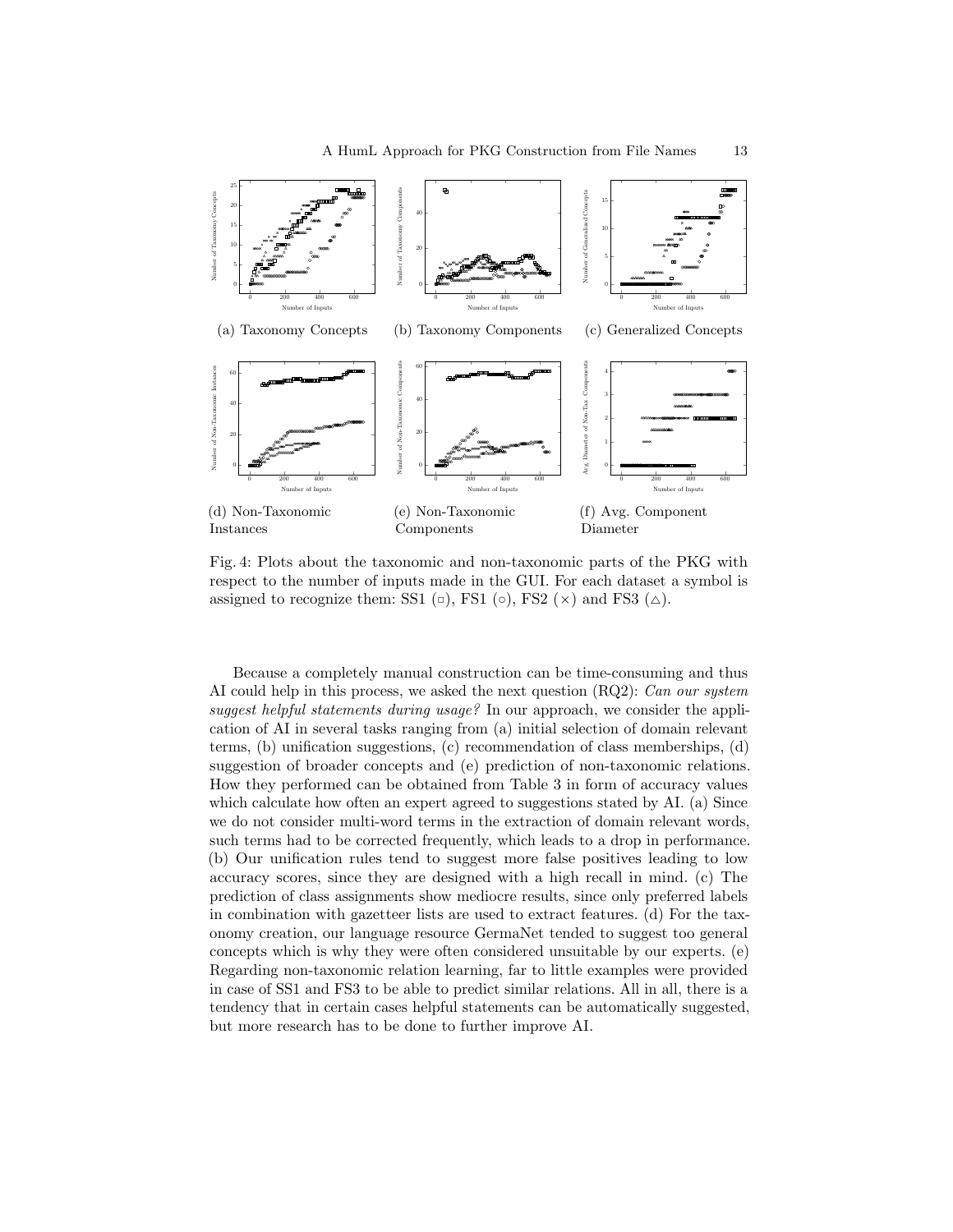(a) Taxonomy Concepts

(b) Taxonomy Components

(c) Generalized Concepts

(d) Non-Taxonomic Instances

(e) Non-Taxonomic Components

(f) Avg. Component Diameter

Fig. 4: Plots about the taxonomic and non-taxonomic parts of the PKG with respect to the number of inputs made in the GUI. For each dataset a symbol is assigned to recognize them: SS1 (□), FS1 (○), FS2 (×) and FS3 (△).

Because a completely manual construction can be time-consuming and thus AI could help in this process, we asked the next question (RQ2): *Can our system suggest helpful statements during usage?* In our approach, we consider the application of AI in several tasks ranging from (a) initial selection of domain relevant terms, (b) unification suggestions, (c) recommendation of class memberships, (d) suggestion of broader concepts and (e) prediction of non-taxonomic relations. How they performed can be obtained from Table 3 in form of accuracy values which calculate how often an expert agreed to suggestions stated by AI. (a) Since we do not consider multi-word terms in the extraction of domain relevant words, such terms had to be corrected frequently, which leads to a drop in performance. (b) Our unification rules tend to suggest more false positives leading to low accuracy scores, since they are designed with a high recall in mind. (c) The prediction of class assignments show mediocre results, since only preferred labels in combination with gazetteer lists are used to extract features. (d) For the taxonomy creation, our language resource GermaNet tended to suggest too general concepts which is why they were often considered unsuitable by our experts. (e) Regarding non-taxonomic relation learning, far to little examples were provided in case of SS1 and FS3 to be able to predict similar relations. All in all, there is a tendency that in certain cases helpful statements can be automatically suggested, but more research has to be done to further improve AI.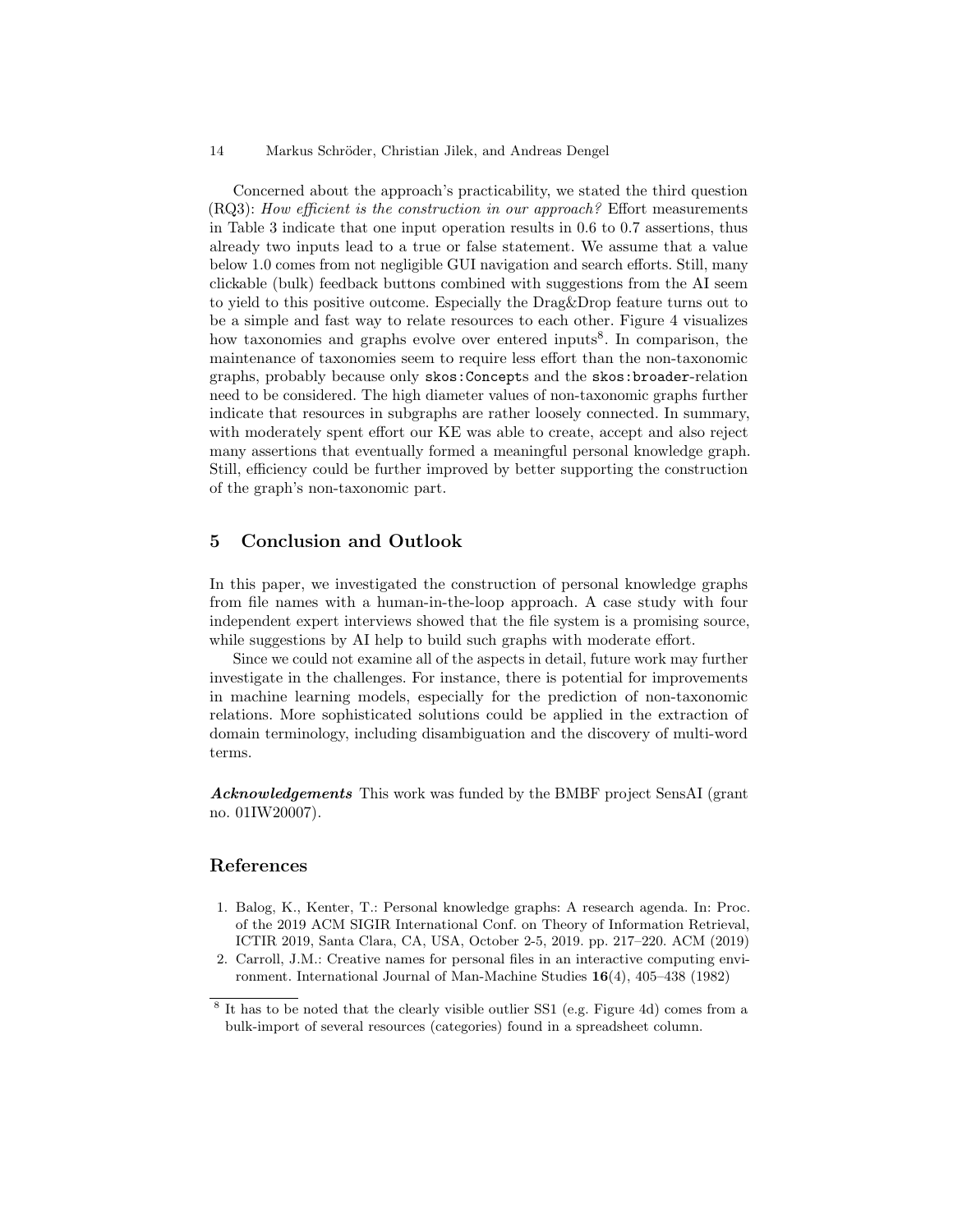Concerned about the approach's practicability, we stated the third question (RQ3): *How efficient is the construction in our approach?* Effort measurements in Table 3 indicate that one input operation results in 0.6 to 0.7 assertions, thus already two inputs lead to a true or false statement. We assume that a value below 1.0 comes from not negligible GUI navigation and search efforts. Still, many clickable (bulk) feedback buttons combined with suggestions from the AI seem to yield to this positive outcome. Especially the Drag&Drop feature turns out to be a simple and fast way to relate resources to each other. Figure 4 visualizes how taxonomies and graphs evolve over entered inputs[8]. In comparison, the maintenance of taxonomies seem to require less effort than the non-taxonomic graphs, probably because only `skos:Concept`s and the `skos:broader`-relation need to be considered. The high diameter values of non-taxonomic graphs further indicate that resources in subgraphs are rather loosely connected. In summary, with moderately spent effort our KE was able to create, accept and also reject many assertions that eventually formed a meaningful personal knowledge graph. Still, efficiency could be further improved by better supporting the construction of the graph's non-taxonomic part.

## 5 Conclusion and Outlook

In this paper, we investigated the construction of personal knowledge graphs from file names with a human-in-the-loop approach. A case study with four independent expert interviews showed that the file system is a promising source, while suggestions by AI help to build such graphs with moderate effort.

Since we could not examine all of the aspects in detail, future work may further investigate in the challenges. For instance, there is potential for improvements in machine learning models, especially for the prediction of non-taxonomic relations. More sophisticated solutions could be applied in the extraction of domain terminology, including disambiguation and the discovery of multi-word terms.

***Acknowledgements*** This work was funded by the BMBF project SensAI (grant no. 01IW20007).

## References

1. Balog, K., Kenter, T.: Personal knowledge graphs: A research agenda. In: Proc. of the 2019 ACM SIGIR International Conf. on Theory of Information Retrieval, ICTIR 2019, Santa Clara, CA, USA, October 2-5, 2019. pp. 217–220. ACM (2019)
2. Carroll, J.M.: Creative names for personal files in an interactive computing environment. International Journal of Man-Machine Studies **16**(4), 405–438 (1982)

[8] It has to be noted that the clearly visible outlier SS1 (e.g. Figure 4d) comes from a bulk-import of several resources (categories) found in a spreadsheet column.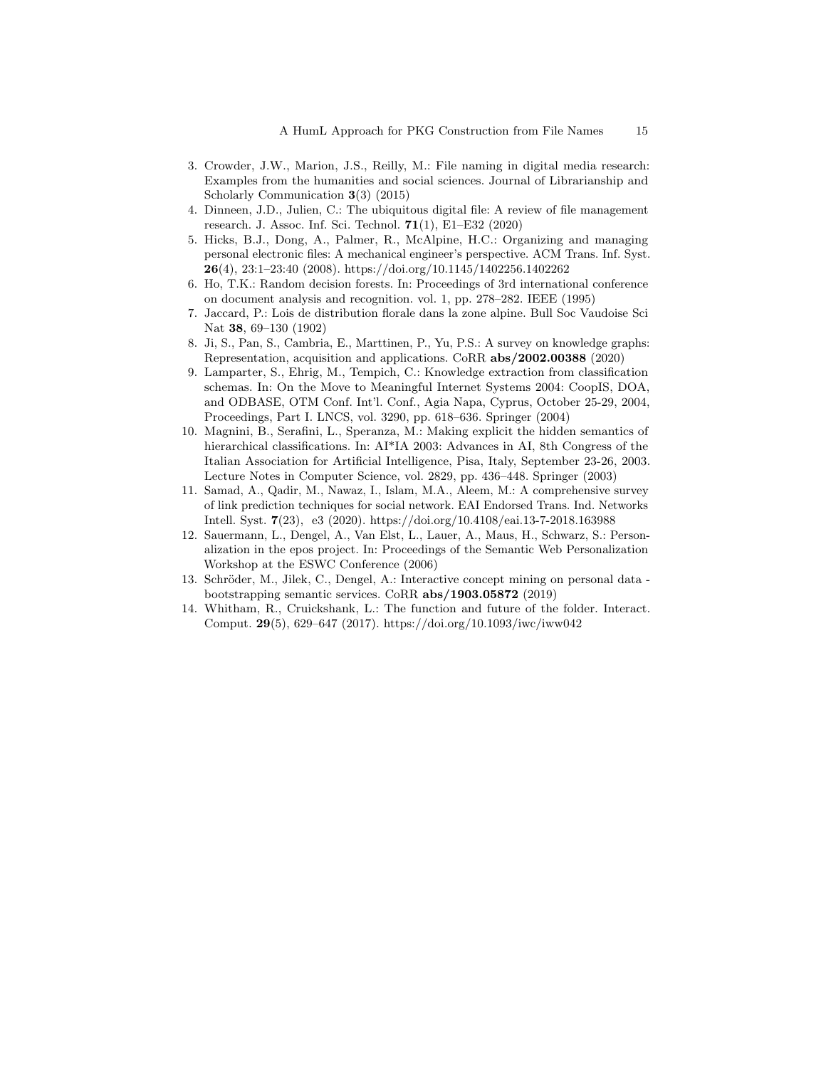3. Crowder, J.W., Marion, J.S., Reilly, M.: File naming in digital media research: Examples from the humanities and social sciences. Journal of Librarianship and Scholarly Communication **3**(3) (2015)
4. Dinneen, J.D., Julien, C.: The ubiquitous digital file: A review of file management research. J. Assoc. Inf. Sci. Technol. **71**(1), E1–E32 (2020)
5. Hicks, B.J., Dong, A., Palmer, R., McAlpine, H.C.: Organizing and managing personal electronic files: A mechanical engineer's perspective. ACM Trans. Inf. Syst. **26**(4), 23:1–23:40 (2008). https://doi.org/10.1145/1402256.1402262
6. Ho, T.K.: Random decision forests. In: Proceedings of 3rd international conference on document analysis and recognition. vol. 1, pp. 278–282. IEEE (1995)
7. Jaccard, P.: Lois de distribution florale dans la zone alpine. Bull Soc Vaudoise Sci Nat **38**, 69–130 (1902)
8. Ji, S., Pan, S., Cambria, E., Marttinen, P., Yu, P.S.: A survey on knowledge graphs: Representation, acquisition and applications. CoRR **abs/2002.00388** (2020)
9. Lamparter, S., Ehrig, M., Tempich, C.: Knowledge extraction from classification schemas. In: On the Move to Meaningful Internet Systems 2004: CoopIS, DOA, and ODBASE, OTM Conf. Int'l. Conf., Agia Napa, Cyprus, October 25-29, 2004, Proceedings, Part I. LNCS, vol. 3290, pp. 618–636. Springer (2004)
10. Magnini, B., Serafini, L., Speranza, M.: Making explicit the hidden semantics of hierarchical classifications. In: AI*IA 2003: Advances in AI, 8th Congress of the Italian Association for Artificial Intelligence, Pisa, Italy, September 23-26, 2003. Lecture Notes in Computer Science, vol. 2829, pp. 436–448. Springer (2003)
11. Samad, A., Qadir, M., Nawaz, I., Islam, M.A., Aleem, M.: A comprehensive survey of link prediction techniques for social network. EAI Endorsed Trans. Ind. Networks Intell. Syst. **7**(23), e3 (2020). https://doi.org/10.4108/eai.13-7-2018.163988
12. Sauermann, L., Dengel, A., Van Elst, L., Lauer, A., Maus, H., Schwarz, S.: Personalization in the epos project. In: Proceedings of the Semantic Web Personalization Workshop at the ESWC Conference (2006)
13. Schröder, M., Jilek, C., Dengel, A.: Interactive concept mining on personal data - bootstrapping semantic services. CoRR **abs/1903.05872** (2019)
14. Whitham, R., Cruickshank, L.: The function and future of the folder. Interact. Comput. **29**(5), 629–647 (2017). https://doi.org/10.1093/iwc/iww042